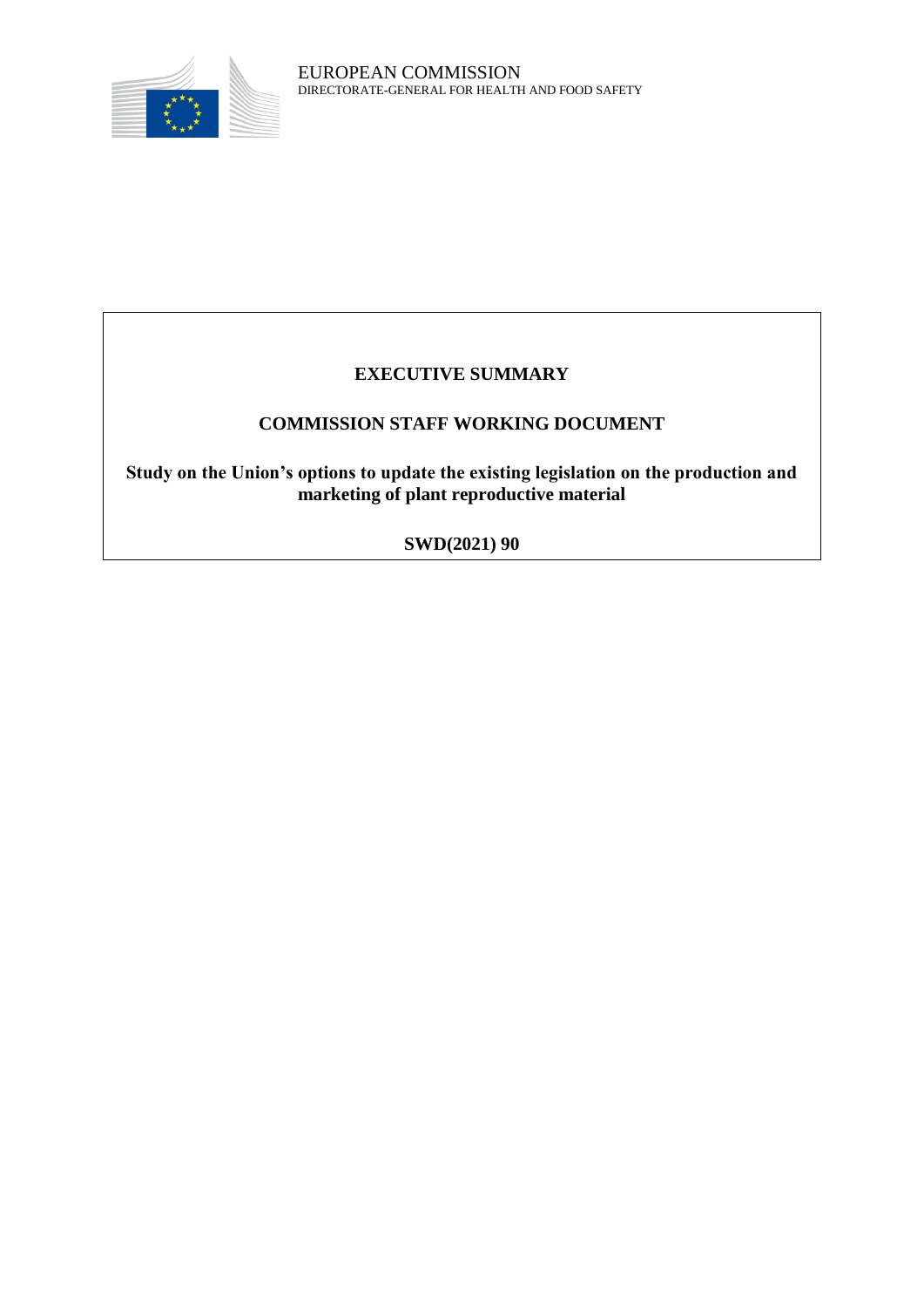EUROPEAN COMMISSION
DIRECTORATE-GENERAL FOR HEALTH AND FOOD SAFETY

# EXECUTIVE SUMMARY

## COMMISSION STAFF WORKING DOCUMENT

**Study on the Union's options to update the existing legislation on the production and marketing of plant reproductive material**

**SWD(2021) 90**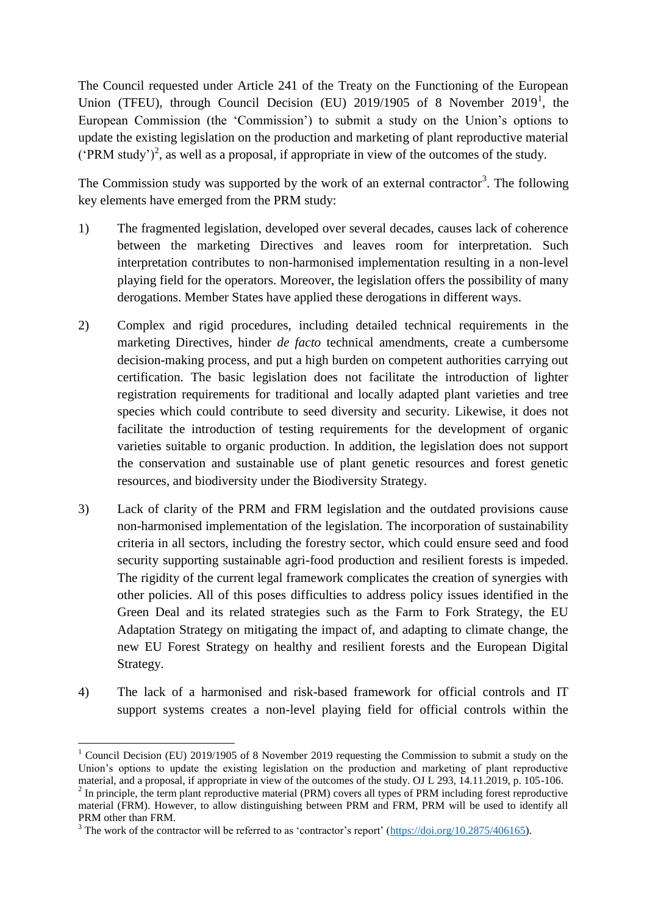The Council requested under Article 241 of the Treaty on the Functioning of the European Union (TFEU), through Council Decision (EU) 2019/1905 of 8 November 2019[1], the European Commission (the 'Commission') to submit a study on the Union's options to update the existing legislation on the production and marketing of plant reproductive material ('PRM study')[2], as well as a proposal, if appropriate in view of the outcomes of the study.

The Commission study was supported by the work of an external contractor[3]. The following key elements have emerged from the PRM study:

1) The fragmented legislation, developed over several decades, causes lack of coherence between the marketing Directives and leaves room for interpretation. Such interpretation contributes to non-harmonised implementation resulting in a non-level playing field for the operators. Moreover, the legislation offers the possibility of many derogations. Member States have applied these derogations in different ways.

2) Complex and rigid procedures, including detailed technical requirements in the marketing Directives, hinder *de facto* technical amendments, create a cumbersome decision-making process, and put a high burden on competent authorities carrying out certification. The basic legislation does not facilitate the introduction of lighter registration requirements for traditional and locally adapted plant varieties and tree species which could contribute to seed diversity and security. Likewise, it does not facilitate the introduction of testing requirements for the development of organic varieties suitable to organic production. In addition, the legislation does not support the conservation and sustainable use of plant genetic resources and forest genetic resources, and biodiversity under the Biodiversity Strategy.

3) Lack of clarity of the PRM and FRM legislation and the outdated provisions cause non-harmonised implementation of the legislation. The incorporation of sustainability criteria in all sectors, including the forestry sector, which could ensure seed and food security supporting sustainable agri-food production and resilient forests is impeded. The rigidity of the current legal framework complicates the creation of synergies with other policies. All of this poses difficulties to address policy issues identified in the Green Deal and its related strategies such as the Farm to Fork Strategy, the EU Adaptation Strategy on mitigating the impact of, and adapting to climate change, the new EU Forest Strategy on healthy and resilient forests and the European Digital Strategy.

4) The lack of a harmonised and risk-based framework for official controls and IT support systems creates a non-level playing field for official controls within the

---

[1] Council Decision (EU) 2019/1905 of 8 November 2019 requesting the Commission to submit a study on the Union's options to update the existing legislation on the production and marketing of plant reproductive material, and a proposal, if appropriate in view of the outcomes of the study. OJ L 293, 14.11.2019, p. 105-106.

[2] In principle, the term plant reproductive material (PRM) covers all types of PRM including forest reproductive material (FRM). However, to allow distinguishing between PRM and FRM, PRM will be used to identify all PRM other than FRM.

[3] The work of the contractor will be referred to as 'contractor's report' (https://doi.org/10.2875/406165).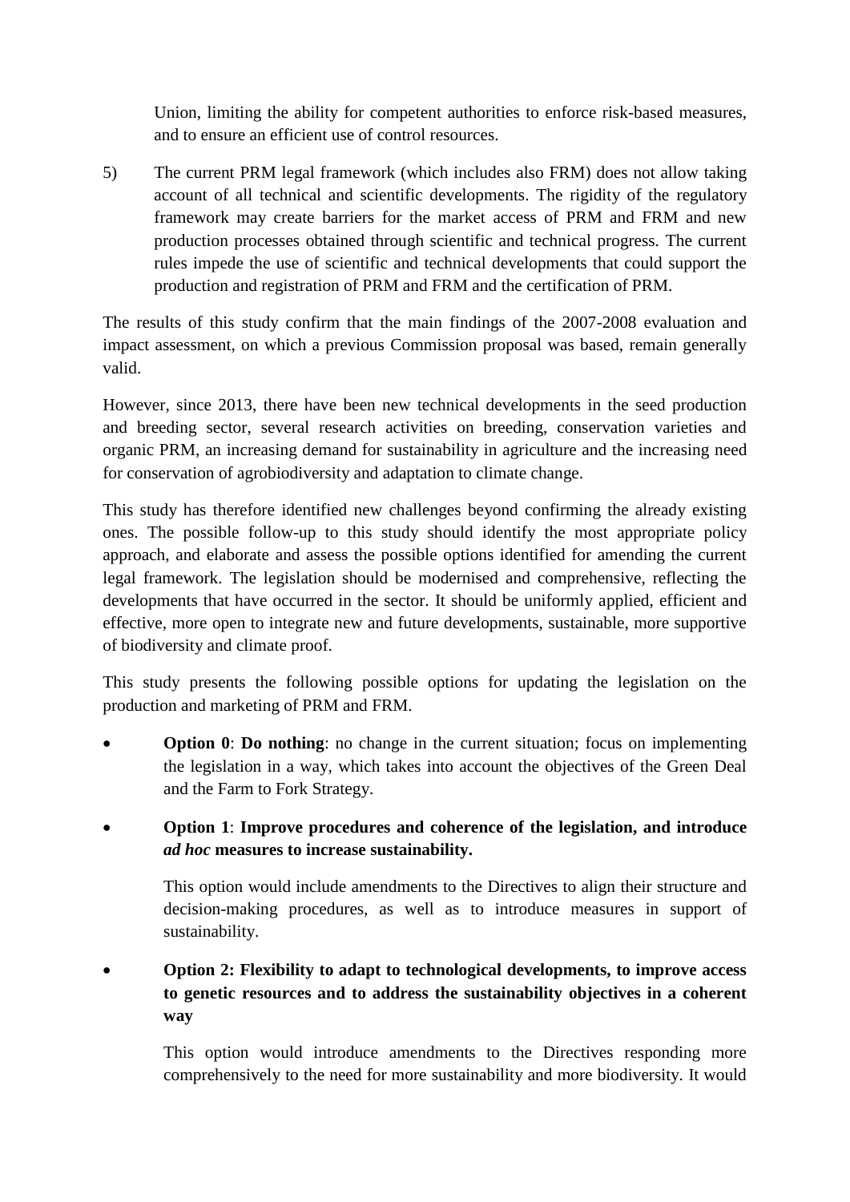Union, limiting the ability for competent authorities to enforce risk-based measures, and to ensure an efficient use of control resources.

5) The current PRM legal framework (which includes also FRM) does not allow taking account of all technical and scientific developments. The rigidity of the regulatory framework may create barriers for the market access of PRM and FRM and new production processes obtained through scientific and technical progress. The current rules impede the use of scientific and technical developments that could support the production and registration of PRM and FRM and the certification of PRM.

The results of this study confirm that the main findings of the 2007-2008 evaluation and impact assessment, on which a previous Commission proposal was based, remain generally valid.

However, since 2013, there have been new technical developments in the seed production and breeding sector, several research activities on breeding, conservation varieties and organic PRM, an increasing demand for sustainability in agriculture and the increasing need for conservation of agrobiodiversity and adaptation to climate change.

This study has therefore identified new challenges beyond confirming the already existing ones. The possible follow-up to this study should identify the most appropriate policy approach, and elaborate and assess the possible options identified for amending the current legal framework. The legislation should be modernised and comprehensive, reflecting the developments that have occurred in the sector. It should be uniformly applied, efficient and effective, more open to integrate new and future developments, sustainable, more supportive of biodiversity and climate proof.

This study presents the following possible options for updating the legislation on the production and marketing of PRM and FRM.

- **Option 0**: **Do nothing**: no change in the current situation; focus on implementing the legislation in a way, which takes into account the objectives of the Green Deal and the Farm to Fork Strategy.

- **Option 1**: **Improve procedures and coherence of the legislation, and introduce *ad hoc* measures to increase sustainability.**

  This option would include amendments to the Directives to align their structure and decision-making procedures, as well as to introduce measures in support of sustainability.

- **Option 2: Flexibility to adapt to technological developments, to improve access to genetic resources and to address the sustainability objectives in a coherent way**

  This option would introduce amendments to the Directives responding more comprehensively to the need for more sustainability and more biodiversity. It would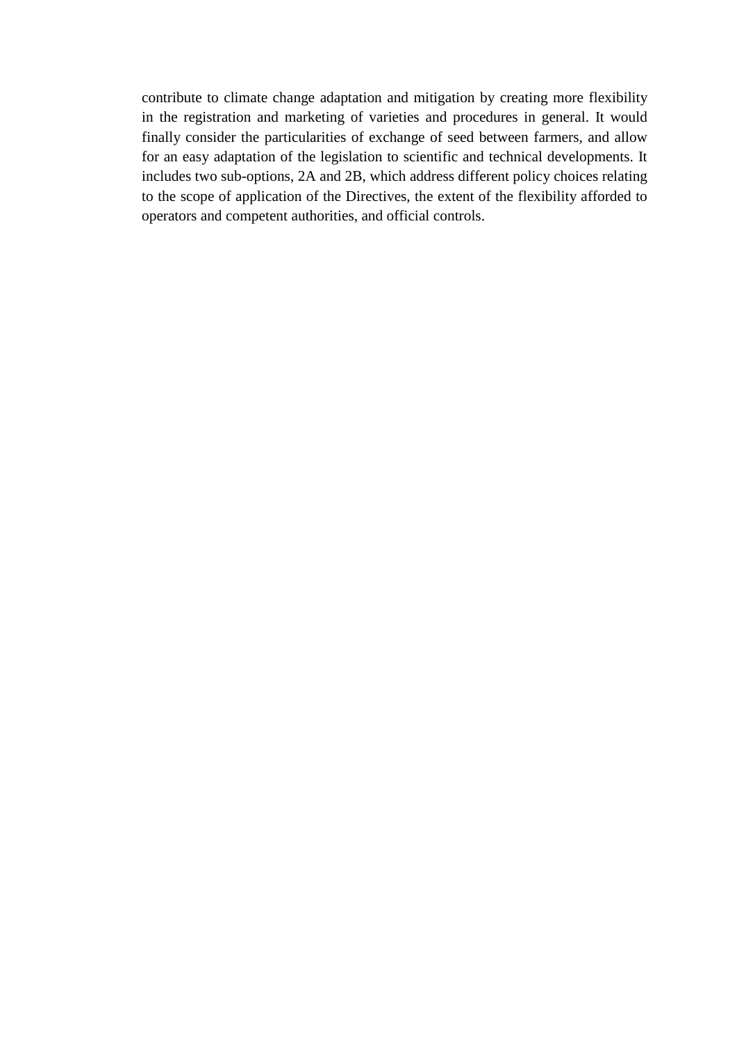contribute to climate change adaptation and mitigation by creating more flexibility in the registration and marketing of varieties and procedures in general. It would finally consider the particularities of exchange of seed between farmers, and allow for an easy adaptation of the legislation to scientific and technical developments. It includes two sub-options, 2A and 2B, which address different policy choices relating to the scope of application of the Directives, the extent of the flexibility afforded to operators and competent authorities, and official controls.